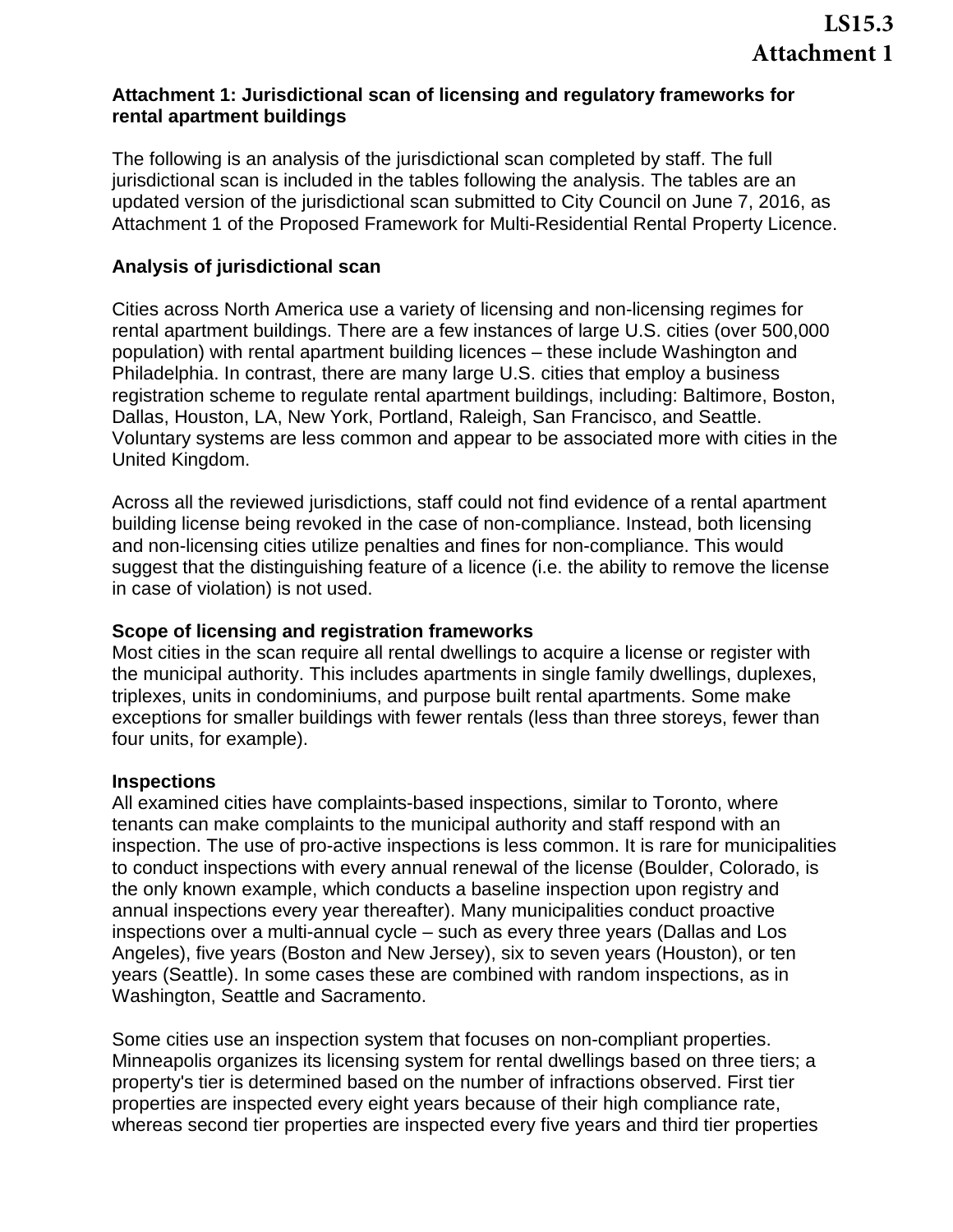# LS15.3
# Attachment 1

## Attachment 1: Jurisdictional scan of licensing and regulatory frameworks for rental apartment buildings

The following is an analysis of the jurisdictional scan completed by staff. The full jurisdictional scan is included in the tables following the analysis. The tables are an updated version of the jurisdictional scan submitted to City Council on June 7, 2016, as Attachment 1 of the Proposed Framework for Multi-Residential Rental Property Licence.

### Analysis of jurisdictional scan

Cities across North America use a variety of licensing and non-licensing regimes for rental apartment buildings. There are a few instances of large U.S. cities (over 500,000 population) with rental apartment building licences – these include Washington and Philadelphia. In contrast, there are many large U.S. cities that employ a business registration scheme to regulate rental apartment buildings, including: Baltimore, Boston, Dallas, Houston, LA, New York, Portland, Raleigh, San Francisco, and Seattle. Voluntary systems are less common and appear to be associated more with cities in the United Kingdom.

Across all the reviewed jurisdictions, staff could not find evidence of a rental apartment building license being revoked in the case of non-compliance. Instead, both licensing and non-licensing cities utilize penalties and fines for non-compliance. This would suggest that the distinguishing feature of a licence (i.e. the ability to remove the license in case of violation) is not used.

### Scope of licensing and registration frameworks

Most cities in the scan require all rental dwellings to acquire a license or register with the municipal authority. This includes apartments in single family dwellings, duplexes, triplexes, units in condominiums, and purpose built rental apartments. Some make exceptions for smaller buildings with fewer rentals (less than three storeys, fewer than four units, for example).

### Inspections

All examined cities have complaints-based inspections, similar to Toronto, where tenants can make complaints to the municipal authority and staff respond with an inspection. The use of pro-active inspections is less common. It is rare for municipalities to conduct inspections with every annual renewal of the license (Boulder, Colorado, is the only known example, which conducts a baseline inspection upon registry and annual inspections every year thereafter). Many municipalities conduct proactive inspections over a multi-annual cycle – such as every three years (Dallas and Los Angeles), five years (Boston and New Jersey), six to seven years (Houston), or ten years (Seattle). In some cases these are combined with random inspections, as in Washington, Seattle and Sacramento.

Some cities use an inspection system that focuses on non-compliant properties. Minneapolis organizes its licensing system for rental dwellings based on three tiers; a property's tier is determined based on the number of infractions observed. First tier properties are inspected every eight years because of their high compliance rate, whereas second tier properties are inspected every five years and third tier properties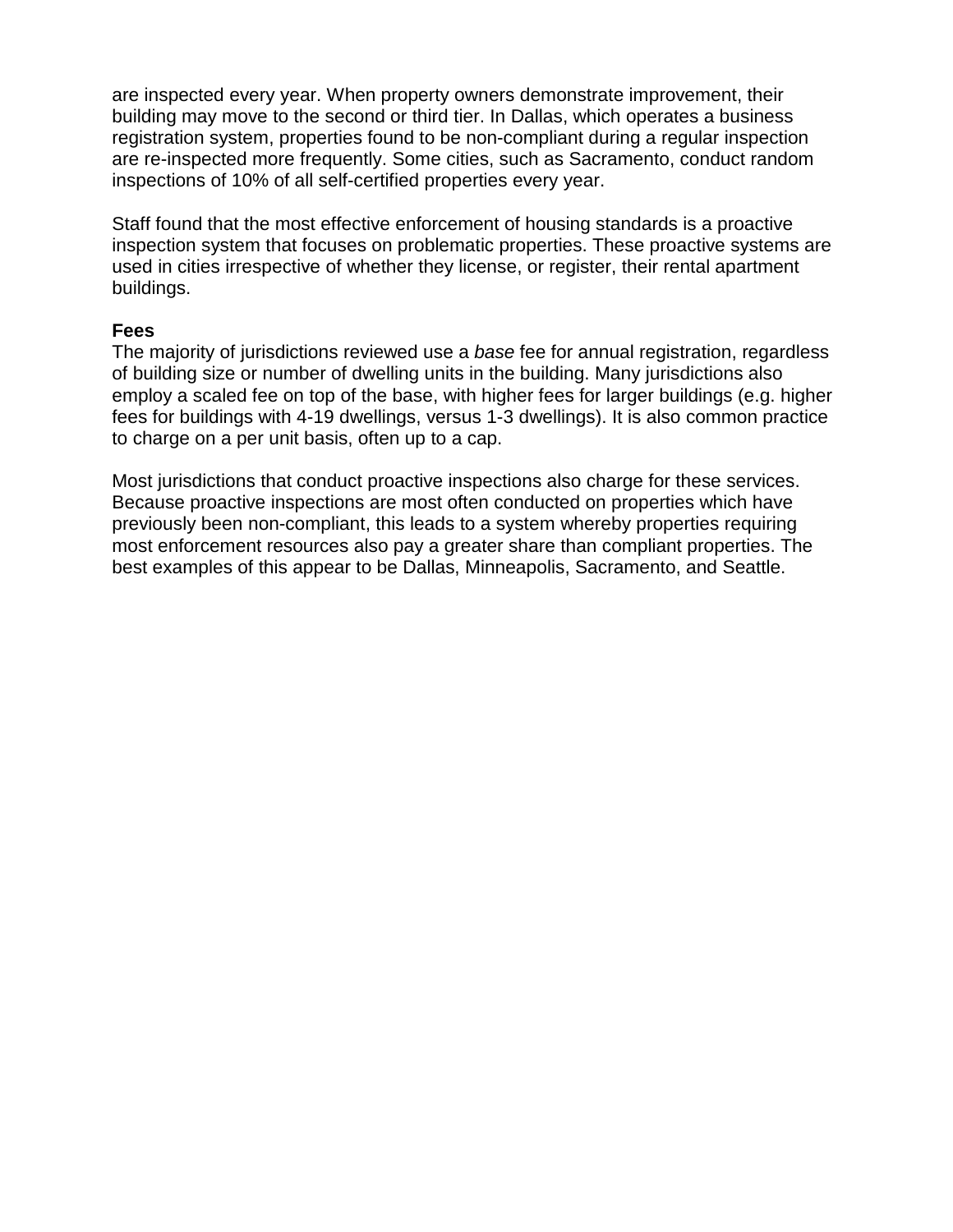are inspected every year. When property owners demonstrate improvement, their building may move to the second or third tier. In Dallas, which operates a business registration system, properties found to be non-compliant during a regular inspection are re-inspected more frequently. Some cities, such as Sacramento, conduct random inspections of 10% of all self-certified properties every year.

Staff found that the most effective enforcement of housing standards is a proactive inspection system that focuses on problematic properties. These proactive systems are used in cities irrespective of whether they license, or register, their rental apartment buildings.

**Fees**

The majority of jurisdictions reviewed use a *base* fee for annual registration, regardless of building size or number of dwelling units in the building. Many jurisdictions also employ a scaled fee on top of the base, with higher fees for larger buildings (e.g. higher fees for buildings with 4-19 dwellings, versus 1-3 dwellings). It is also common practice to charge on a per unit basis, often up to a cap.

Most jurisdictions that conduct proactive inspections also charge for these services. Because proactive inspections are most often conducted on properties which have previously been non-compliant, this leads to a system whereby properties requiring most enforcement resources also pay a greater share than compliant properties. The best examples of this appear to be Dallas, Minneapolis, Sacramento, and Seattle.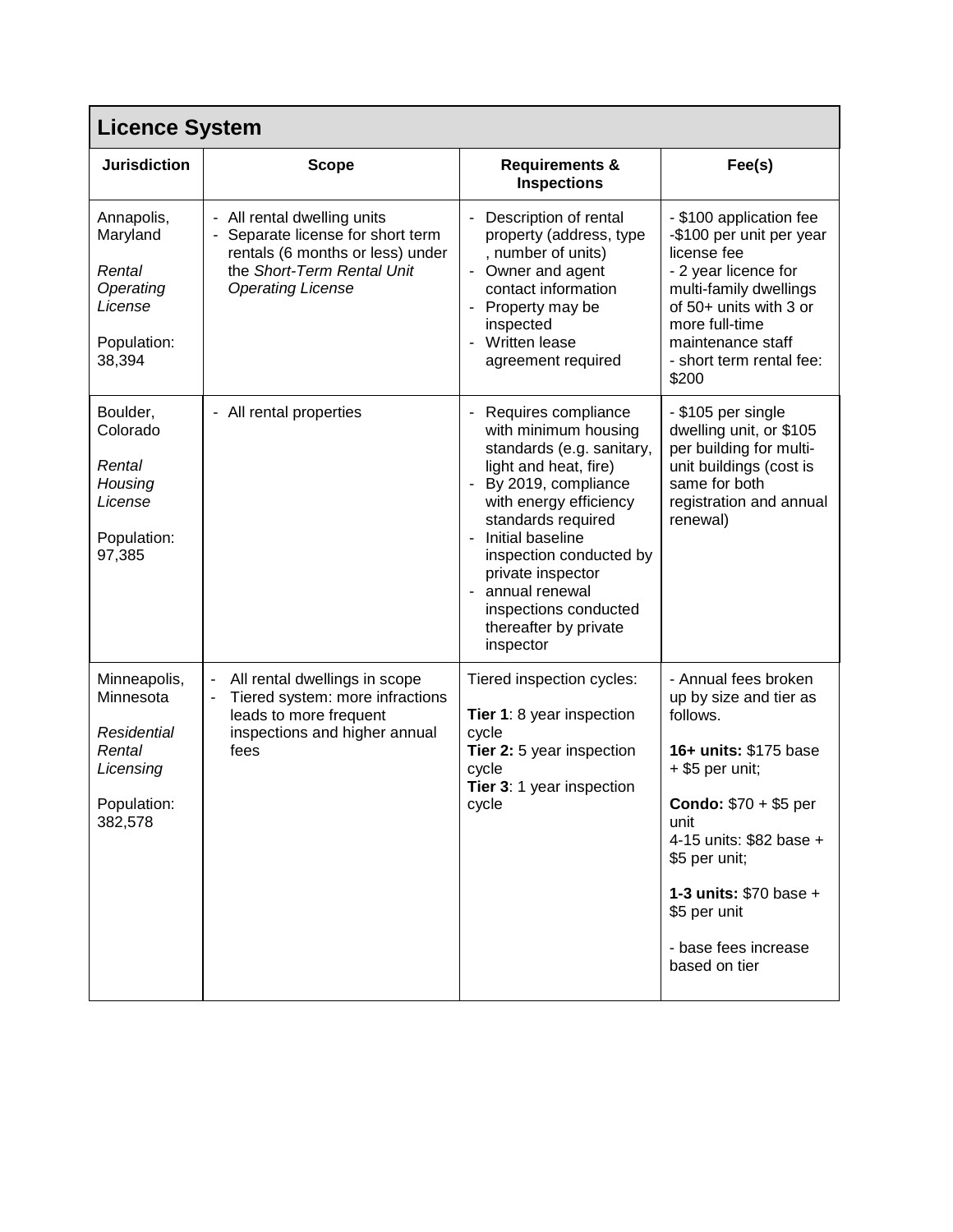## Licence System

| Jurisdiction | Scope | Requirements & Inspections | Fee(s) |
|---|---|---|---|
| Annapolis, Maryland<br><br>*Rental Operating License*<br><br>Population: 38,394 | - All rental dwelling units<br>- Separate license for short term rentals (6 months or less) under the *Short-Term Rental Unit Operating License* | - Description of rental property (address, type , number of units)<br>- Owner and agent contact information<br>- Property may be inspected<br>- Written lease agreement required | - $100 application fee<br>-$100 per unit per year license fee<br>- 2 year licence for multi-family dwellings of 50+ units with 3 or more full-time maintenance staff<br>- short term rental fee: $200 |
| Boulder, Colorado<br><br>*Rental Housing License*<br><br>Population: 97,385 | - All rental properties | - Requires compliance with minimum housing standards (e.g. sanitary, light and heat, fire)<br>- By 2019, compliance with energy efficiency standards required<br>- Initial baseline inspection conducted by private inspector<br>- annual renewal inspections conducted thereafter by private inspector | - $105 per single dwelling unit, or $105 per building for multi-unit buildings (cost is same for both registration and annual renewal) |
| Minneapolis, Minnesota<br><br>*Residential Rental Licensing*<br><br>Population: 382,578 | - All rental dwellings in scope<br>- Tiered system: more infractions leads to more frequent inspections and higher annual fees | Tiered inspection cycles:<br><br>**Tier 1**: 8 year inspection cycle<br>**Tier 2:** 5 year inspection cycle<br>**Tier 3**: 1 year inspection cycle | - Annual fees broken up by size and tier as follows.<br><br>**16+ units:** $175 base + $5 per unit;<br><br>**Condo:** $70 + $5 per unit<br>4-15 units: $82 base + $5 per unit;<br><br>**1-3 units:** $70 base + $5 per unit<br><br>- base fees increase based on tier |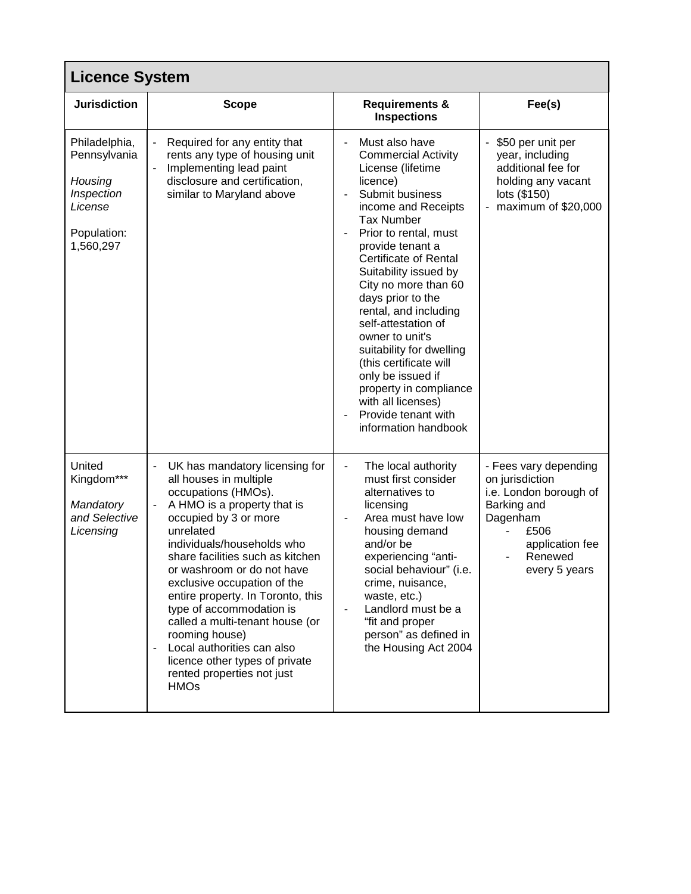| Licence System | | | |
|---|---|---|---|
| **Jurisdiction** | **Scope** | **Requirements & Inspections** | **Fee(s)** |
| Philadelphia, Pennsylvania<br><br>*Housing Inspection License*<br><br>Population: 1,560,297 | - Required for any entity that rents any type of housing unit<br>- Implementing lead paint disclosure and certification, similar to Maryland above | - Must also have Commercial Activity License (lifetime licence)<br>- Submit business income and Receipts Tax Number<br>- Prior to rental, must provide tenant a Certificate of Rental Suitability issued by City no more than 60 days prior to the rental, and including self-attestation of owner to unit's suitability for dwelling (this certificate will only be issued if property in compliance with all licenses)<br>- Provide tenant with information handbook | - $50 per unit per year, including additional fee for holding any vacant lots ($150)<br>- maximum of $20,000 |
| United Kingdom***<br><br>*Mandatory and Selective Licensing* | - UK has mandatory licensing for all houses in multiple occupations (HMOs).<br>- A HMO is a property that is occupied by 3 or more unrelated individuals/households who share facilities such as kitchen or washroom or do not have exclusive occupation of the entire property. In Toronto, this type of accommodation is called a multi-tenant house (or rooming house)<br>- Local authorities can also licence other types of private rented properties not just HMOs | - The local authority must first consider alternatives to licensing<br>- Area must have low housing demand and/or be experiencing "anti-social behaviour" (i.e. crime, nuisance, waste, etc.)<br>- Landlord must be a "fit and proper person" as defined in the Housing Act 2004 | - Fees vary depending on jurisdiction i.e. London borough of Barking and Dagenham<br>- £506 application fee<br>- Renewed every 5 years |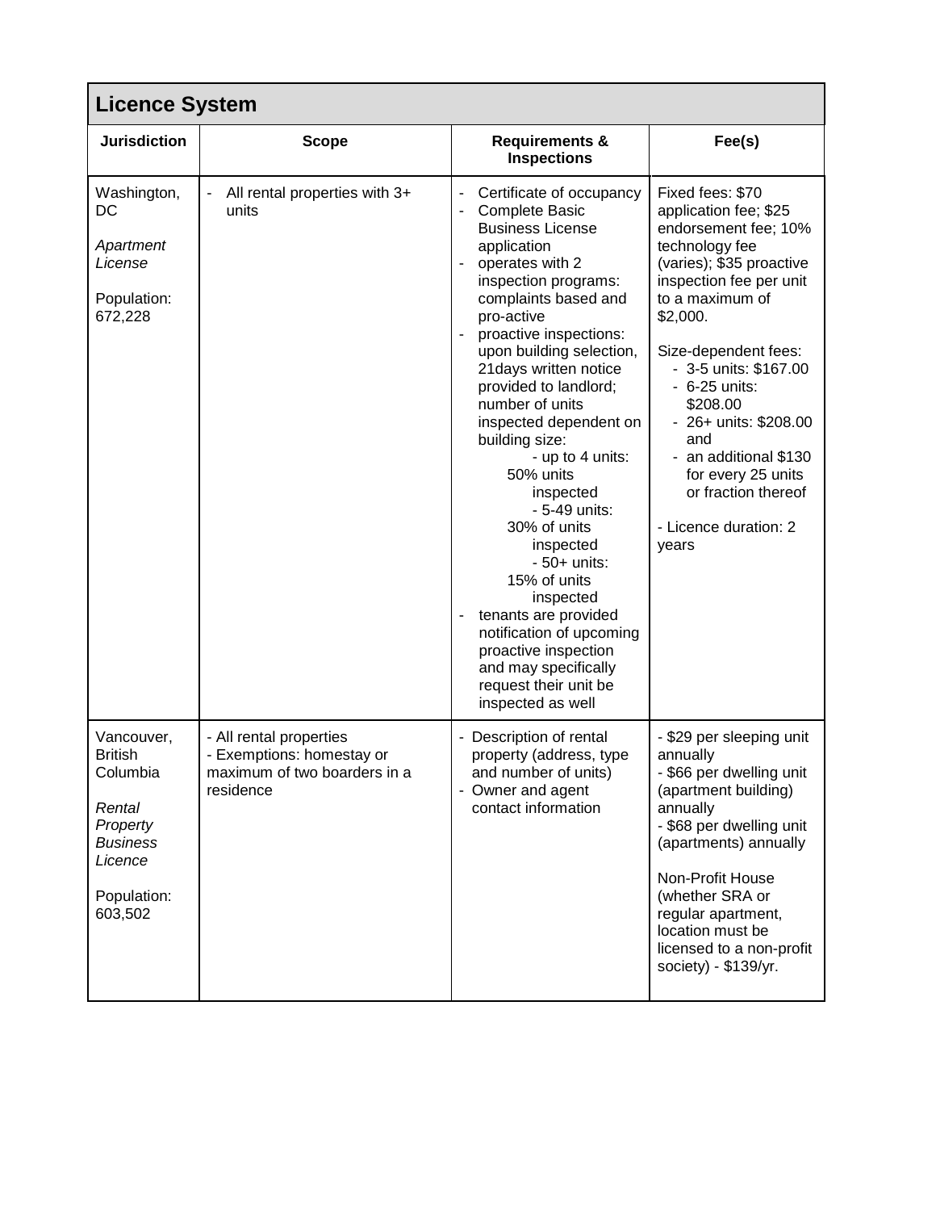| Licence System | | | |
|---|---|---|---|
| **Jurisdiction** | **Scope** | **Requirements & Inspections** | **Fee(s)** |
| Washington, DC<br><br>*Apartment License*<br><br>Population: 672,228 | - All rental properties with 3+ units | - Certificate of occupancy<br>- Complete Basic Business License application<br>- operates with 2 inspection programs: complaints based and pro-active<br>- proactive inspections: upon building selection, 21days written notice provided to landlord; number of units inspected dependent on building size:<br>- up to 4 units: 50% units inspected<br>- 5-49 units: 30% of units inspected<br>- 50+ units: 15% of units inspected<br>- tenants are provided notification of upcoming proactive inspection and may specifically request their unit be inspected as well | Fixed fees: $70 application fee; $25 endorsement fee; 10% technology fee (varies); $35 proactive inspection fee per unit to a maximum of $2,000.<br><br>Size-dependent fees:<br>- 3-5 units: $167.00<br>- 6-25 units: $208.00<br>- 26+ units: $208.00 and<br>- an additional $130 for every 25 units or fraction thereof<br><br>- Licence duration: 2 years |
| Vancouver, British Columbia<br><br>*Rental Property Business Licence*<br><br>Population: 603,502 | - All rental properties<br>- Exemptions: homestay or maximum of two boarders in a residence | - Description of rental property (address, type and number of units)<br>- Owner and agent contact information | - $29 per sleeping unit annually<br>- $66 per dwelling unit (apartment building) annually<br>- $68 per dwelling unit (apartments) annually<br><br>Non-Profit House (whether SRA or regular apartment, location must be licensed to a non-profit society) - $139/yr. |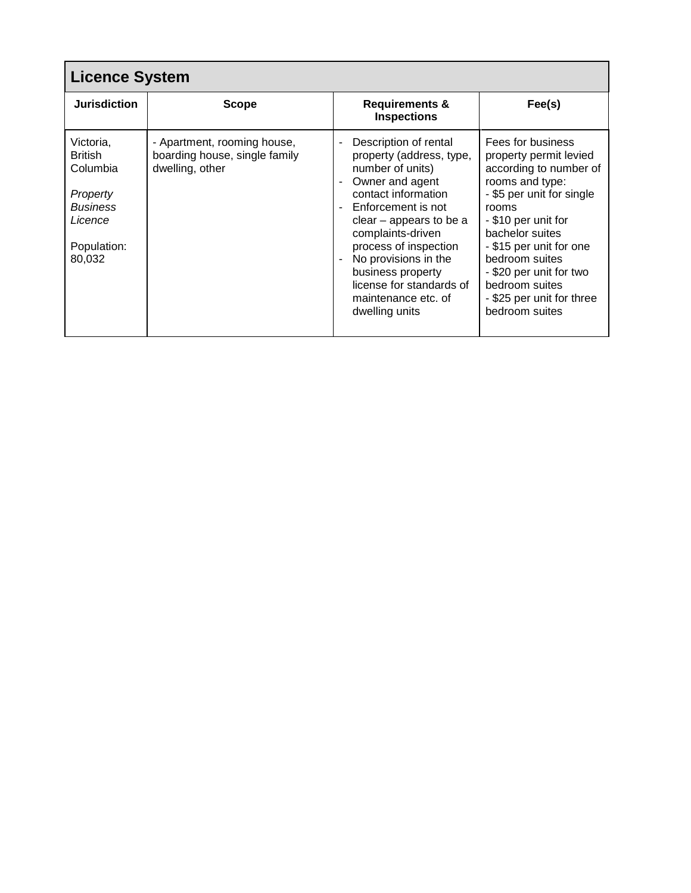| Licence System | | | |
|---|---|---|---|
| **Jurisdiction** | **Scope** | **Requirements & Inspections** | **Fee(s)** |
| Victoria, British Columbia<br><br>*Property Business Licence*<br><br>Population: 80,032 | - Apartment, rooming house, boarding house, single family dwelling, other | - Description of rental property (address, type, number of units)<br>- Owner and agent contact information<br>- Enforcement is not clear – appears to be a complaints-driven process of inspection<br>- No provisions in the business property license for standards of maintenance etc. of dwelling units | Fees for business property permit levied according to number of rooms and type:<br>- $5 per unit for single rooms<br>- $10 per unit for bachelor suites<br>- $15 per unit for one bedroom suites<br>- $20 per unit for two bedroom suites<br>- $25 per unit for three bedroom suites |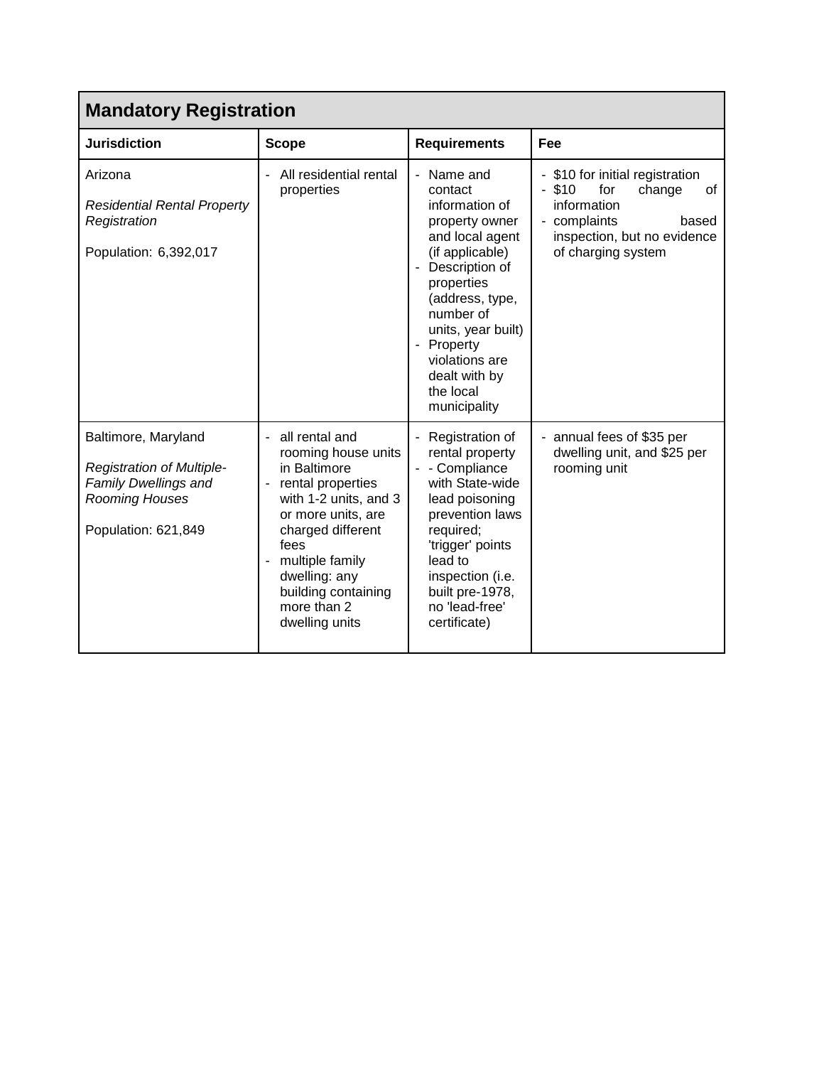| Mandatory Registration | | | |
|---|---|---|---|
| **Jurisdiction** | **Scope** | **Requirements** | **Fee** |
| Arizona<br><br>*Residential Rental Property Registration*<br><br>Population: 6,392,017 | - All residential rental properties | - Name and contact information of property owner and local agent (if applicable)<br>- Description of properties (address, type, number of units, year built)<br>- Property violations are dealt with by the local municipality | - $10 for initial registration<br>- $10 for change of information<br>- complaints based inspection, but no evidence of charging system |
| Baltimore, Maryland<br><br>*Registration of Multiple-Family Dwellings and Rooming Houses*<br><br>Population: 621,849 | - all rental and rooming house units in Baltimore<br>- rental properties with 1-2 units, and 3 or more units, are charged different fees<br>- multiple family dwelling: any building containing more than 2 dwelling units | - Registration of rental property<br>- - Compliance with State-wide lead poisoning prevention laws required; 'trigger' points lead to inspection (i.e. built pre-1978, no 'lead-free' certificate) | - annual fees of $35 per dwelling unit, and $25 per rooming unit |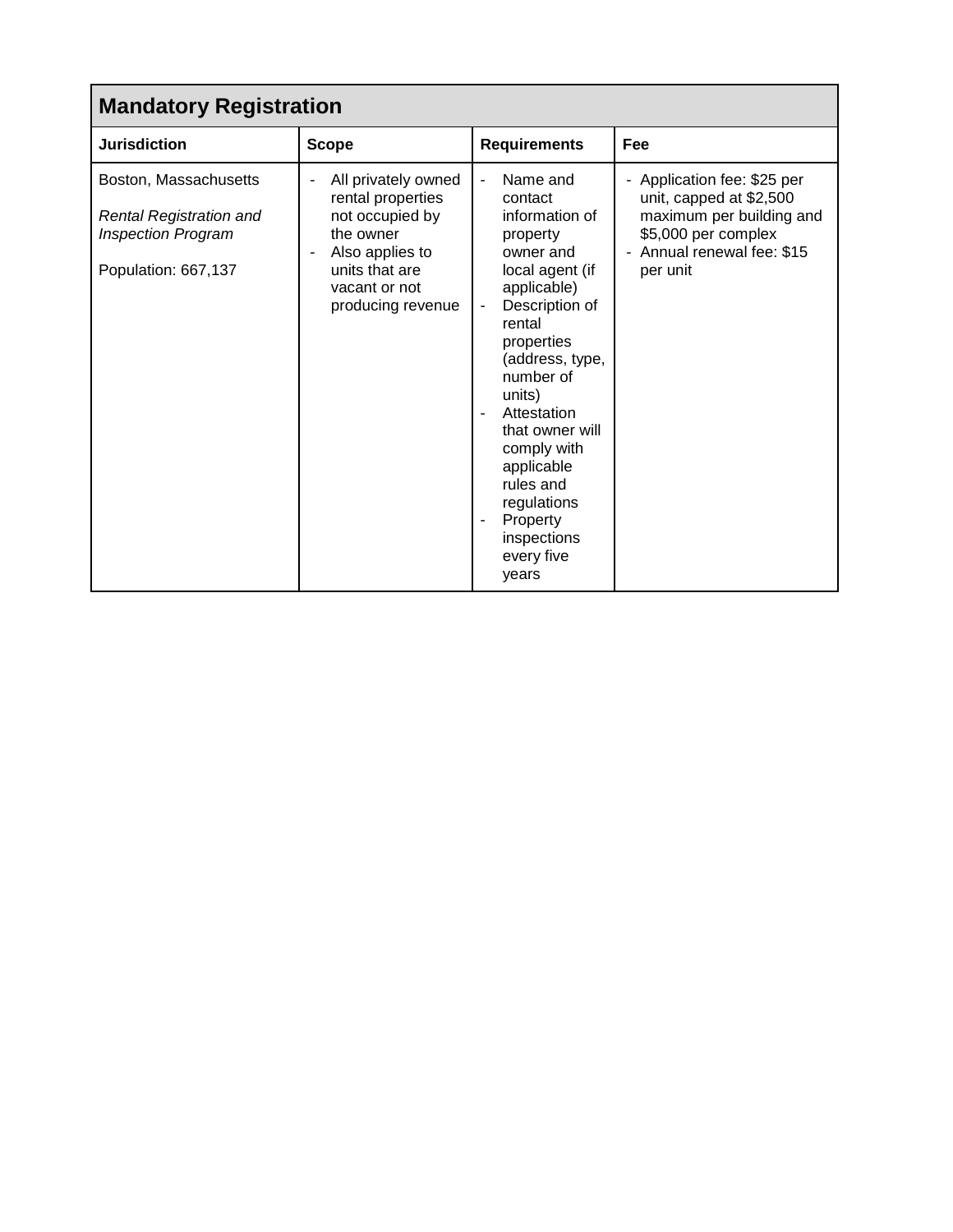| Mandatory Registration | | | |
|---|---|---|---|
| **Jurisdiction** | **Scope** | **Requirements** | **Fee** |
| Boston, Massachusetts<br><br>*Rental Registration and Inspection Program*<br><br>Population: 667,137 | - All privately owned rental properties not occupied by the owner<br>- Also applies to units that are vacant or not producing revenue | - Name and contact information of property owner and local agent (if applicable)<br>- Description of rental properties (address, type, number of units)<br>- Attestation that owner will comply with applicable rules and regulations<br>- Property inspections every five years | - Application fee: $25 per unit, capped at $2,500 maximum per building and $5,000 per complex<br>- Annual renewal fee: $15 per unit |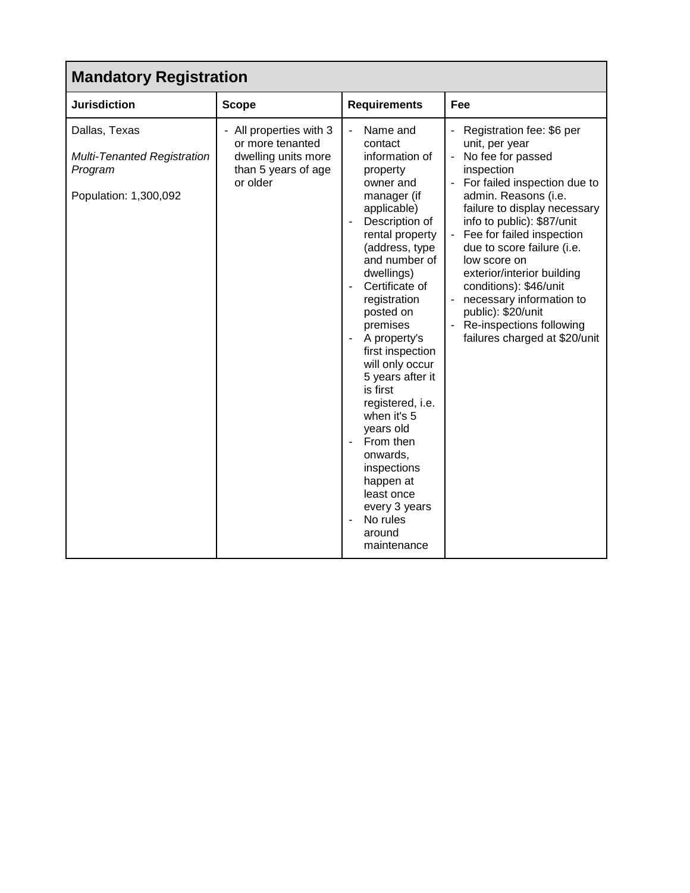| Mandatory Registration | | | |
|---|---|---|---|
| **Jurisdiction** | **Scope** | **Requirements** | **Fee** |
| Dallas, Texas<br><br>*Multi-Tenanted Registration Program*<br><br>Population: 1,300,092 | - All properties with 3 or more tenanted dwelling units more than 5 years of age or older | - Name and contact information of property owner and manager (if applicable)<br>- Description of rental property (address, type and number of dwellings)<br>- Certificate of registration posted on premises<br>- A property's first inspection will only occur 5 years after it is first registered, i.e. when it's 5 years old<br>- From then onwards, inspections happen at least once every 3 years<br>- No rules around maintenance | - Registration fee: $6 per unit, per year<br>- No fee for passed inspection<br>- For failed inspection due to admin. Reasons (i.e. failure to display necessary info to public): $87/unit<br>- Fee for failed inspection due to score failure (i.e. low score on exterior/interior building conditions): $46/unit<br>- necessary information to public): $20/unit<br>- Re-inspections following failures charged at $20/unit |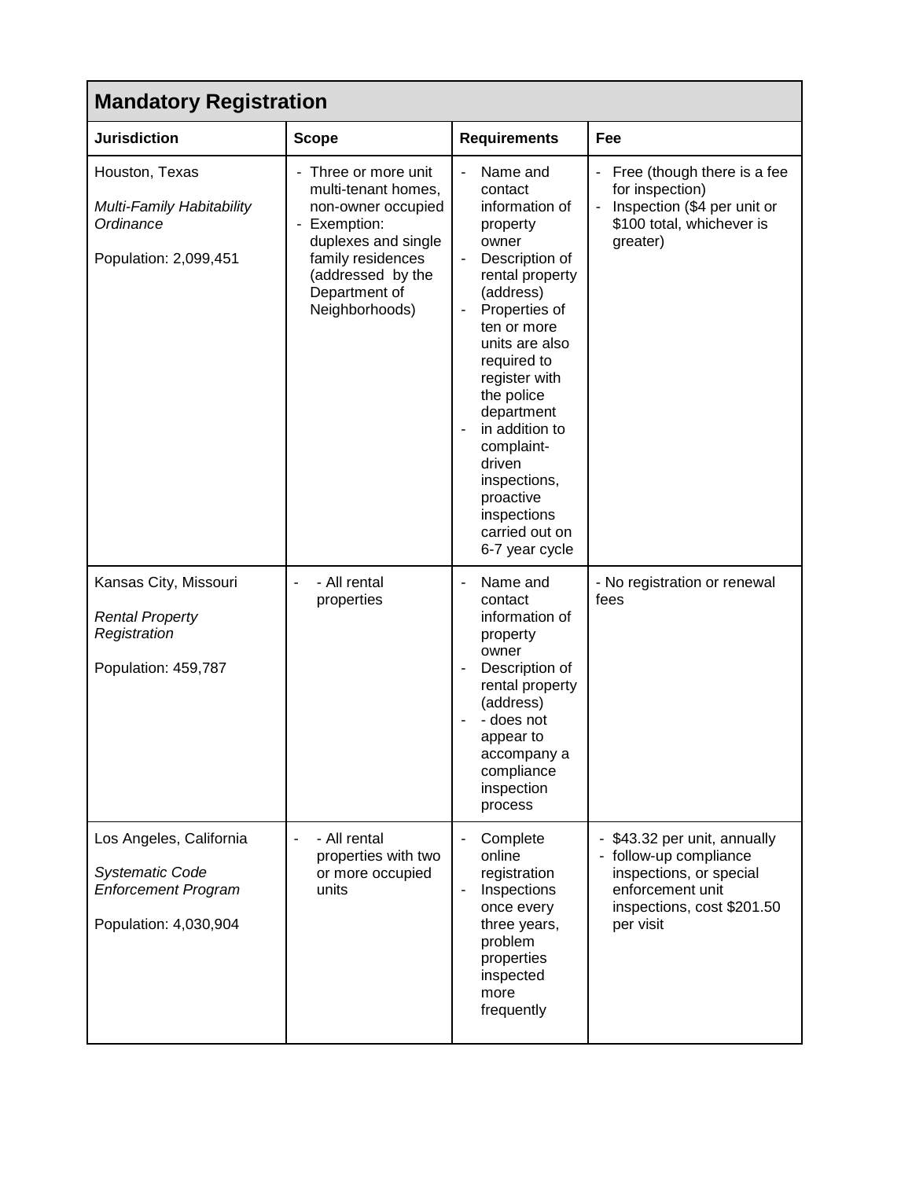| Mandatory Registration | | | |
|---|---|---|---|
| **Jurisdiction** | **Scope** | **Requirements** | **Fee** |
| Houston, Texas<br><br>*Multi-Family Habitability Ordinance*<br><br>Population: 2,099,451 | - Three or more unit multi-tenant homes, non-owner occupied<br>- Exemption: duplexes and single family residences (addressed by the Department of Neighborhoods) | - Name and contact information of property owner<br>- Description of rental property (address)<br>- Properties of ten or more units are also required to register with the police department<br>- in addition to complaint-driven inspections, proactive inspections carried out on 6-7 year cycle | - Free (though there is a fee for inspection)<br>- Inspection ($4 per unit or $100 total, whichever is greater) |
| Kansas City, Missouri<br><br>*Rental Property Registration*<br><br>Population: 459,787 | - - All rental properties | - Name and contact information of property owner<br>- Description of rental property (address)<br>- - does not appear to accompany a compliance inspection process | - No registration or renewal fees |
| Los Angeles, California<br><br>*Systematic Code Enforcement Program*<br><br>Population: 4,030,904 | - - All rental properties with two or more occupied units | - Complete online registration<br>- Inspections once every three years, problem properties inspected more frequently | - $43.32 per unit, annually<br>- follow-up compliance inspections, or special enforcement unit inspections, cost $201.50 per visit |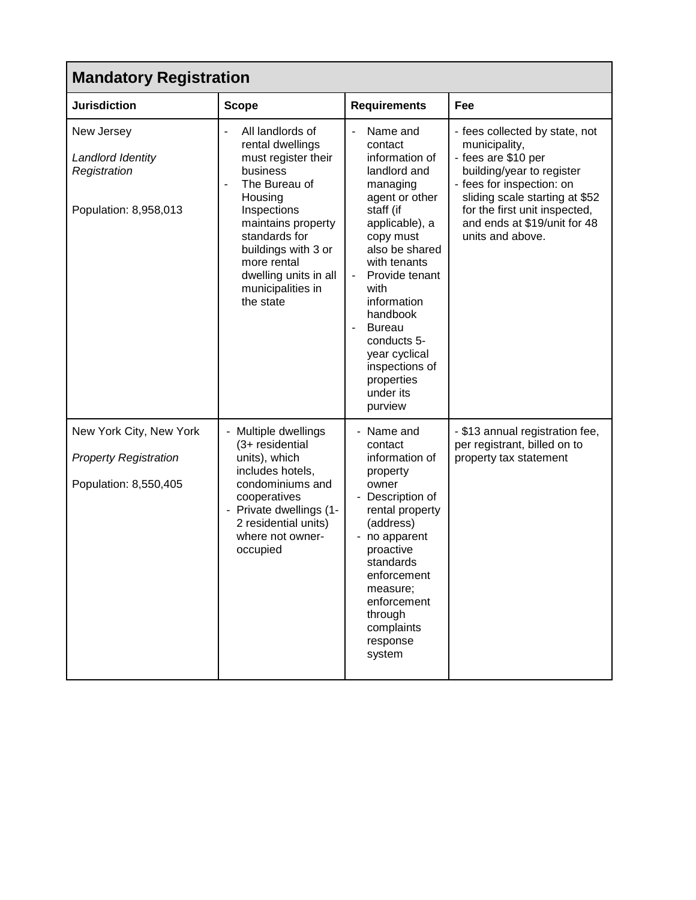| Mandatory Registration | | | |
|---|---|---|---|
| **Jurisdiction** | **Scope** | **Requirements** | **Fee** |
| New Jersey<br>*Landlord Identity Registration*<br>Population: 8,958,013 | - All landlords of rental dwellings must register their business<br>- The Bureau of Housing Inspections maintains property standards for buildings with 3 or more rental dwelling units in all municipalities in the state | - Name and contact information of landlord and managing agent or other staff (if applicable), a copy must also be shared with tenants<br>- Provide tenant with information handbook<br>- Bureau conducts 5-year cyclical inspections of properties under its purview | - fees collected by state, not municipality,<br>- fees are $10 per building/year to register<br>- fees for inspection: on sliding scale starting at $52 for the first unit inspected, and ends at $19/unit for 48 units and above. |
| New York City, New York<br>*Property Registration*<br>Population: 8,550,405 | - Multiple dwellings (3+ residential units), which includes hotels, condominiums and cooperatives<br>- Private dwellings (1-2 residential units) where not owner-occupied | - Name and contact information of property owner<br>- Description of rental property (address)<br>- no apparent proactive standards enforcement measure; enforcement through complaints response system | - $13 annual registration fee, per registrant, billed on to property tax statement |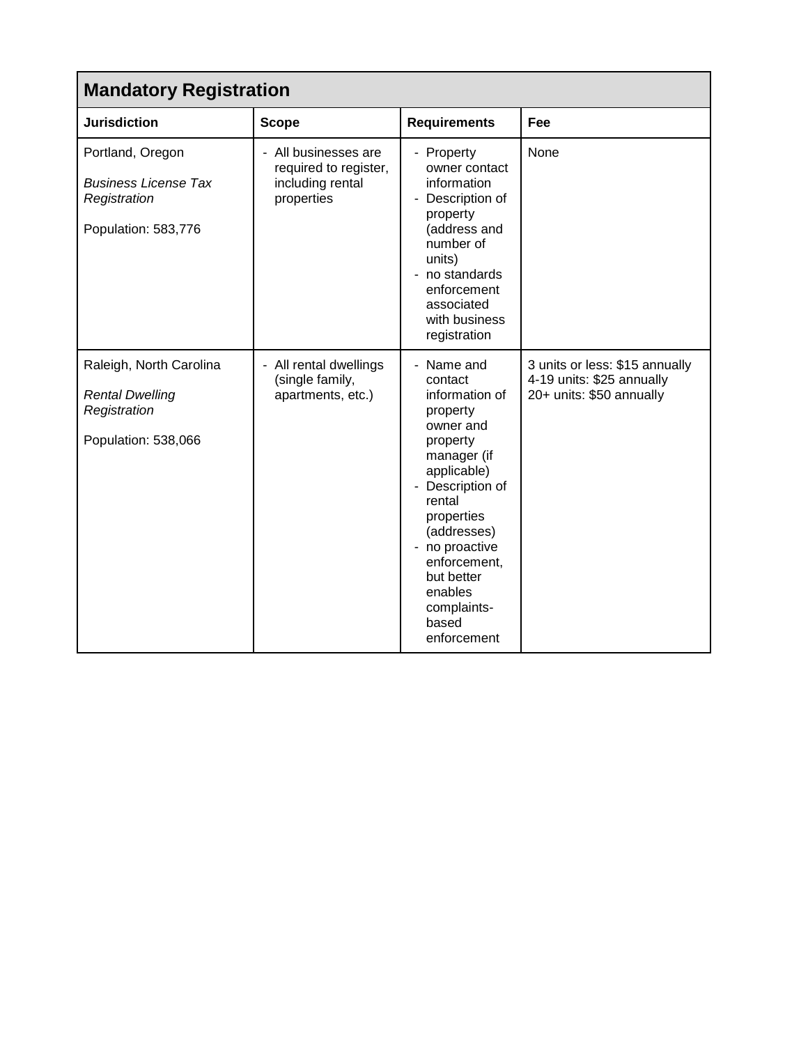| Mandatory Registration | | | |
|---|---|---|---|
| **Jurisdiction** | **Scope** | **Requirements** | **Fee** |
| Portland, Oregon<br><br>*Business License Tax Registration*<br><br>Population: 583,776 | - All businesses are required to register, including rental properties | - Property owner contact information<br>- Description of property (address and number of units)<br>- no standards enforcement associated with business registration | None |
| Raleigh, North Carolina<br><br>*Rental Dwelling Registration*<br><br>Population: 538,066 | - All rental dwellings (single family, apartments, etc.) | - Name and contact information of property owner and property manager (if applicable)<br>- Description of rental properties (addresses)<br>- no proactive enforcement, but better enables complaints-based enforcement | 3 units or less: $15 annually<br>4-19 units: $25 annually<br>20+ units: $50 annually |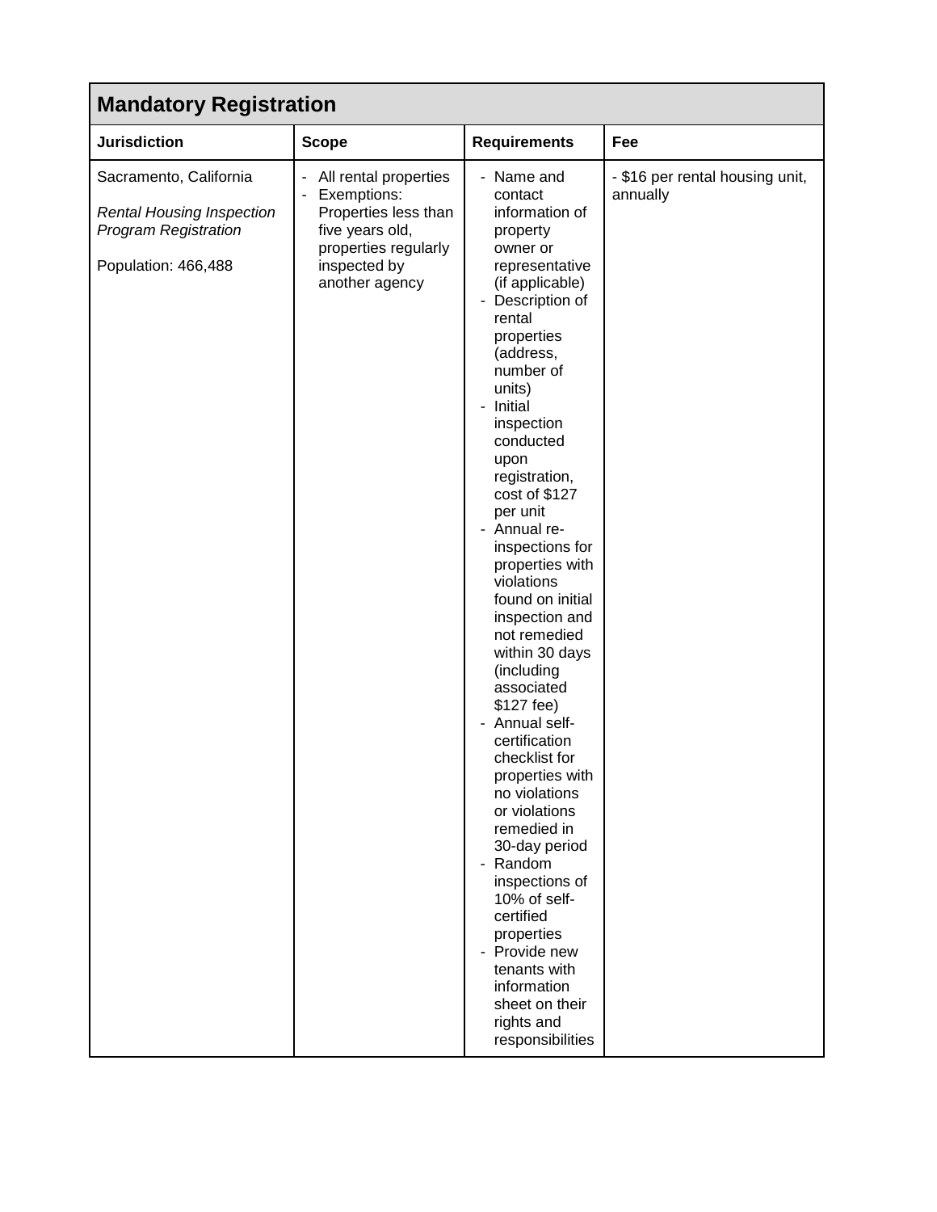| Mandatory Registration | | | |
|---|---|---|---|
| **Jurisdiction** | **Scope** | **Requirements** | **Fee** |
| Sacramento, California<br><br>*Rental Housing Inspection Program Registration*<br><br>Population: 466,488 | - All rental properties<br>- Exemptions: Properties less than five years old, properties regularly inspected by another agency | - Name and contact information of property owner or representative (if applicable)<br>- Description of rental properties (address, number of units)<br>- Initial inspection conducted upon registration, cost of $127 per unit<br>- Annual re-inspections for properties with violations found on initial inspection and not remedied within 30 days (including associated $127 fee)<br>- Annual self-certification checklist for properties with no violations or violations remedied in 30-day period<br>- Random inspections of 10% of self-certified properties<br>- Provide new tenants with information sheet on their rights and responsibilities | - $16 per rental housing unit, annually |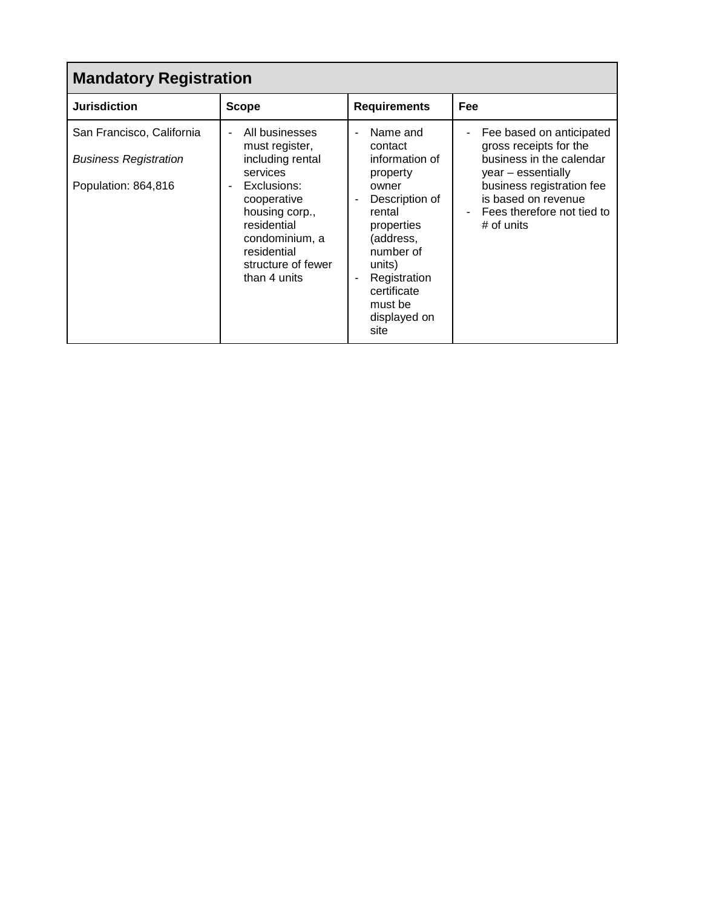| Mandatory Registration | | | |
|---|---|---|---|
| **Jurisdiction** | **Scope** | **Requirements** | **Fee** |
| San Francisco, California<br><br>*Business Registration*<br><br>Population: 864,816 | - All businesses must register, including rental services<br>- Exclusions: cooperative housing corp., residential condominium, a residential structure of fewer than 4 units | - Name and contact information of property owner<br>- Description of rental properties (address, number of units)<br>- Registration certificate must be displayed on site | - Fee based on anticipated gross receipts for the business in the calendar year – essentially business registration fee is based on revenue<br>- Fees therefore not tied to # of units |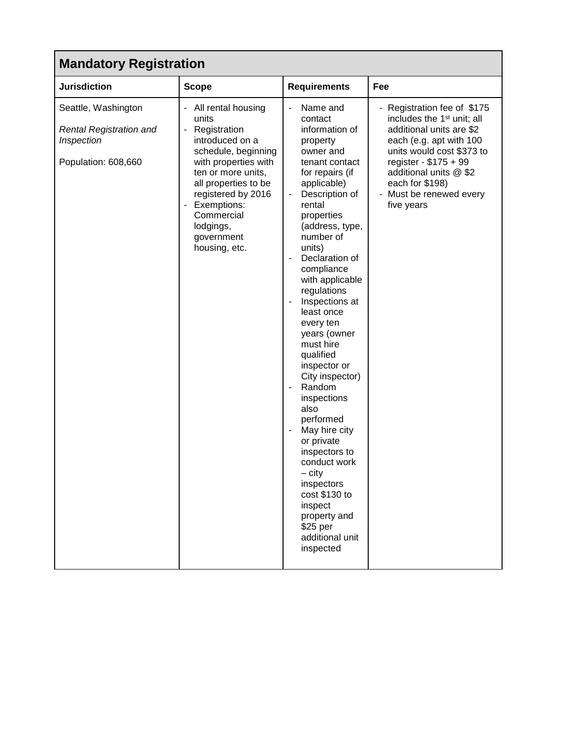| **Mandatory Registration** | | | |
|---|---|---|---|
| **Jurisdiction** | **Scope** | **Requirements** | **Fee** |
| Seattle, Washington<br><br>*Rental Registration and Inspection*<br><br>Population: 608,660 | - All rental housing units<br>- Registration introduced on a schedule, beginning with properties with ten or more units, all properties to be registered by 2016<br>- Exemptions: Commercial lodgings, government housing, etc. | - Name and contact information of property owner and tenant contact for repairs (if applicable)<br>- Description of rental properties (address, type, number of units)<br>- Declaration of compliance with applicable regulations<br>- Inspections at least once every ten years (owner must hire qualified inspector or City inspector)<br>- Random inspections also performed<br>- May hire city or private inspectors to conduct work – city inspectors cost $130 to inspect property and $25 per additional unit inspected | - Registration fee of $175 includes the 1st unit; all additional units are $2 each (e.g. apt with 100 units would cost $373 to register - $175 + 99 additional units @ $2 each for $198)<br>- Must be renewed every five years |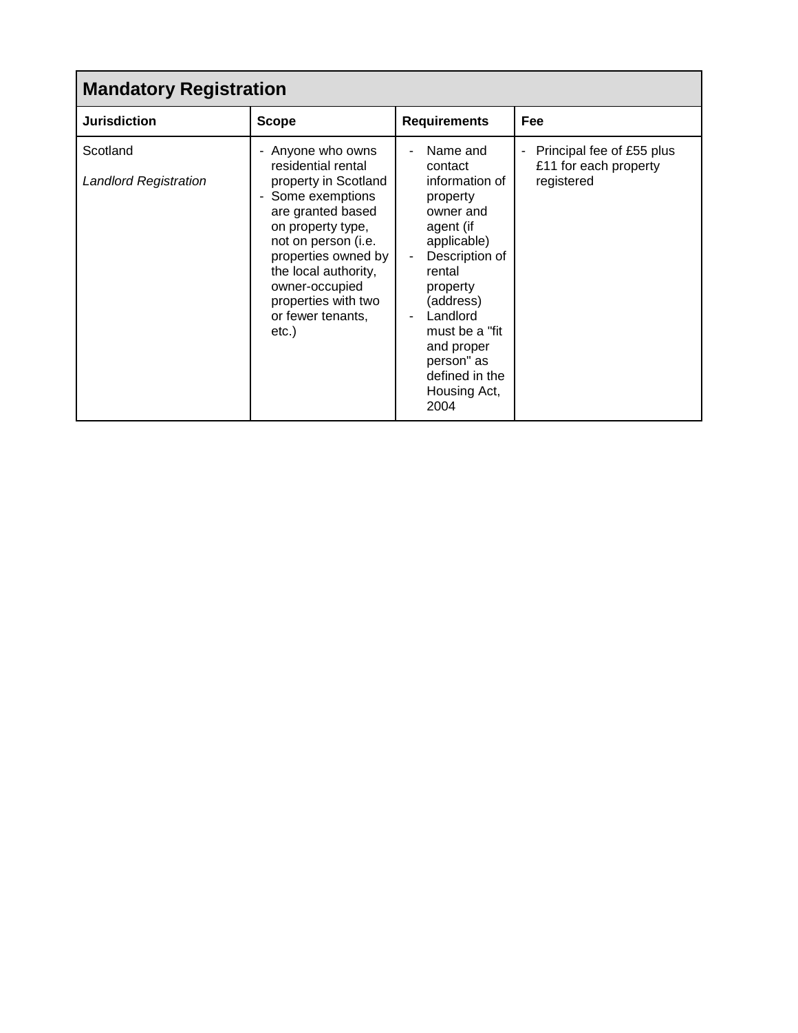| Mandatory Registration | | | |
|---|---|---|---|
| **Jurisdiction** | **Scope** | **Requirements** | **Fee** |
| Scotland<br><br>*Landlord Registration* | - Anyone who owns residential rental property in Scotland<br>- Some exemptions are granted based on property type, not on person (i.e. properties owned by the local authority, owner-occupied properties with two or fewer tenants, etc.) | - Name and contact information of property owner and agent (if applicable)<br>- Description of rental property (address)<br>- Landlord must be a "fit and proper person" as defined in the Housing Act, 2004 | - Principal fee of £55 plus £11 for each property registered |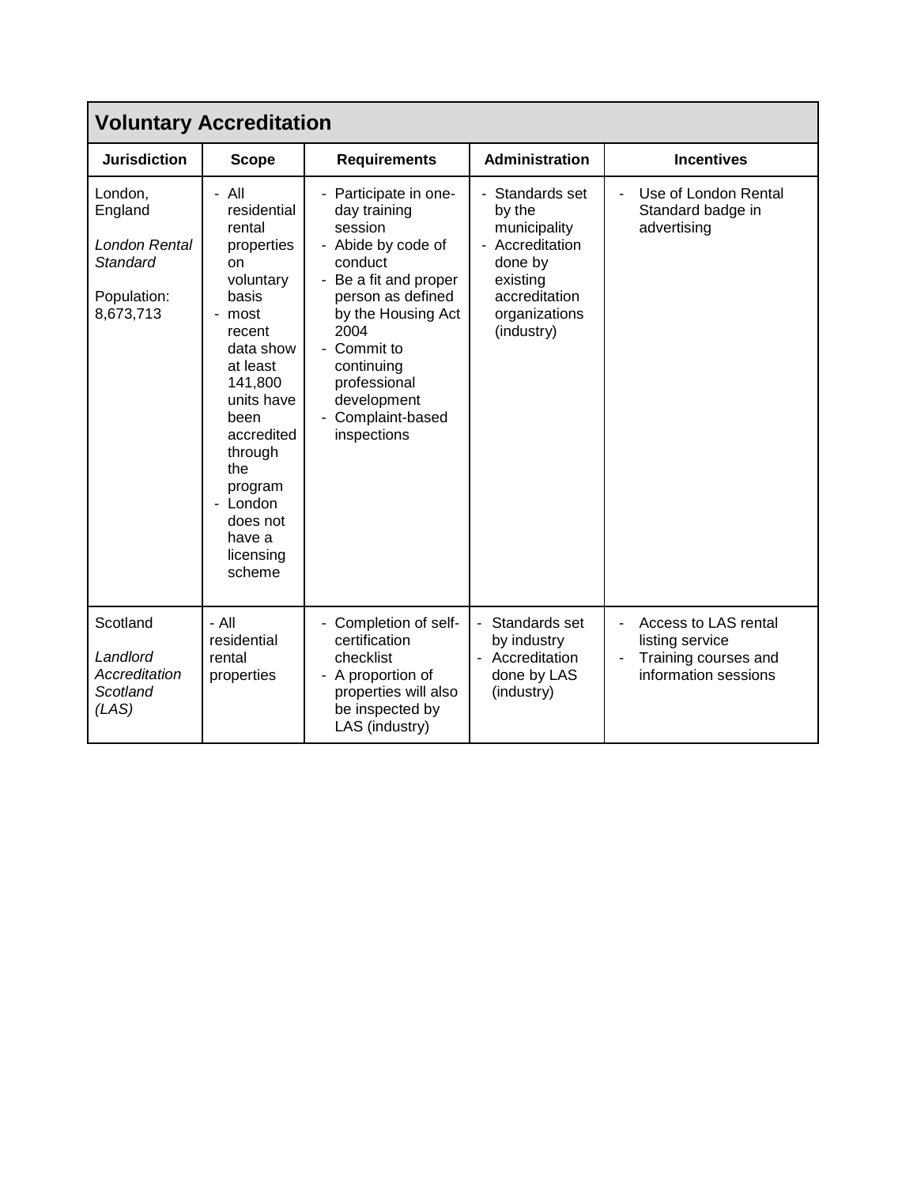## Voluntary Accreditation

| Jurisdiction | Scope | Requirements | Administration | Incentives |
|---|---|---|---|---|
| London, England<br><br>*London Rental Standard*<br><br>Population: 8,673,713 | - All residential rental properties on voluntary basis<br>- most recent data show at least 141,800 units have been accredited through the program<br>- London does not have a licensing scheme | - Participate in one-day training session<br>- Abide by code of conduct<br>- Be a fit and proper person as defined by the Housing Act 2004<br>- Commit to continuing professional development<br>- Complaint-based inspections | - Standards set by the municipality<br>- Accreditation done by existing accreditation organizations (industry) | - Use of London Rental Standard badge in advertising |
| Scotland<br><br>*Landlord Accreditation Scotland (LAS)* | - All residential rental properties | - Completion of self-certification checklist<br>- A proportion of properties will also be inspected by LAS (industry) | - Standards set by industry<br>- Accreditation done by LAS (industry) | - Access to LAS rental listing service<br>- Training courses and information sessions |